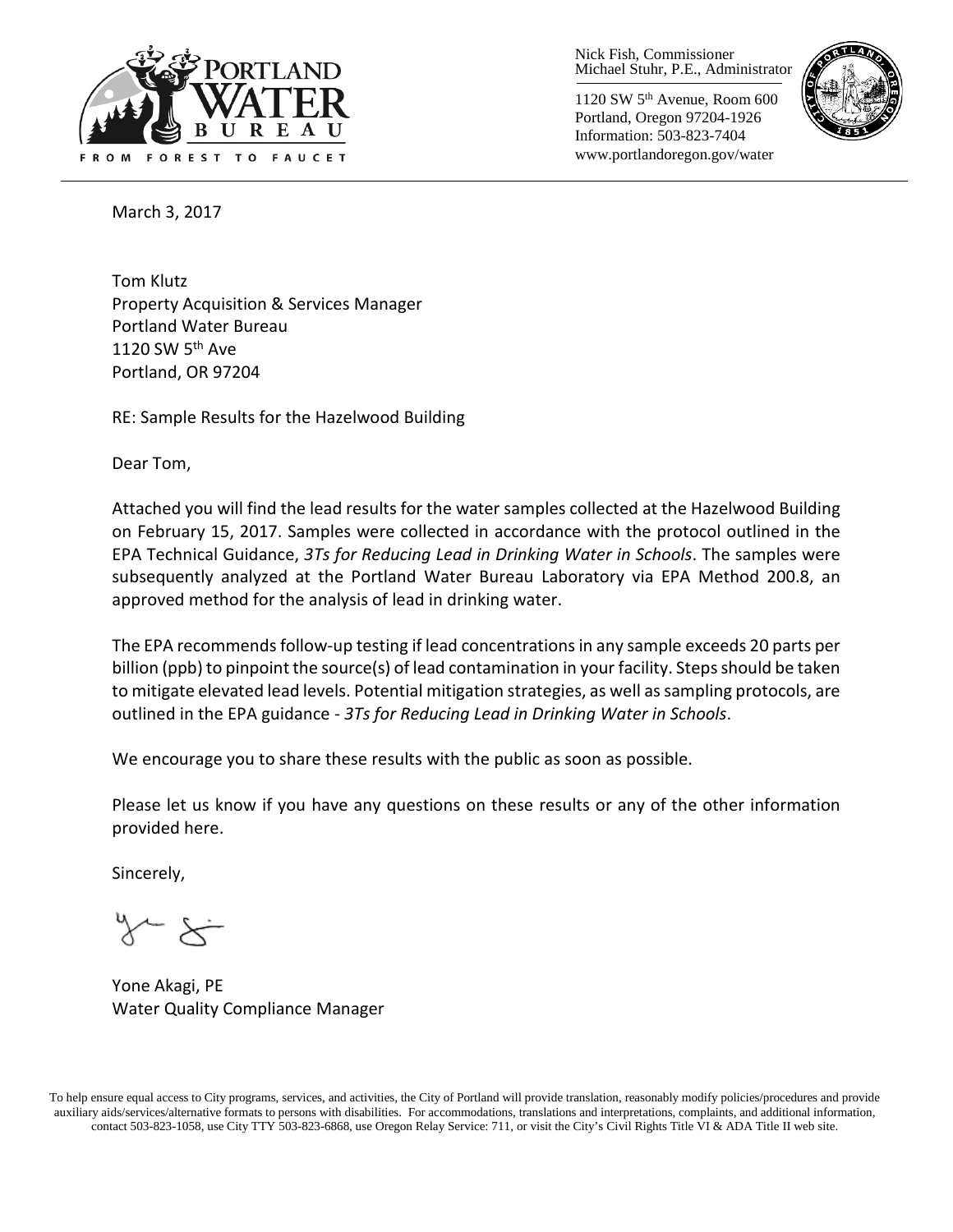Nick Fish, Commissioner
Michael Stuhr, P.E., Administrator

1120 SW 5th Avenue, Room 600
Portland, Oregon 97204-1926
Information: 503-823-7404
www.portlandoregon.gov/water

March 3, 2017

Tom Klutz
Property Acquisition & Services Manager
Portland Water Bureau
1120 SW 5th Ave
Portland, OR 97204

RE: Sample Results for the Hazelwood Building

Dear Tom,

Attached you will find the lead results for the water samples collected at the Hazelwood Building on February 15, 2017. Samples were collected in accordance with the protocol outlined in the EPA Technical Guidance, *3Ts for Reducing Lead in Drinking Water in Schools*. The samples were subsequently analyzed at the Portland Water Bureau Laboratory via EPA Method 200.8, an approved method for the analysis of lead in drinking water.

The EPA recommends follow-up testing if lead concentrations in any sample exceeds 20 parts per billion (ppb) to pinpoint the source(s) of lead contamination in your facility. Steps should be taken to mitigate elevated lead levels. Potential mitigation strategies, as well as sampling protocols, are outlined in the EPA guidance - *3Ts for Reducing Lead in Drinking Water in Schools*.

We encourage you to share these results with the public as soon as possible.

Please let us know if you have any questions on these results or any of the other information provided here.

Sincerely,

Yone Akagi, PE
Water Quality Compliance Manager

To help ensure equal access to City programs, services, and activities, the City of Portland will provide translation, reasonably modify policies/procedures and provide auxiliary aids/services/alternative formats to persons with disabilities. For accommodations, translations and interpretations, complaints, and additional information, contact 503-823-1058, use City TTY 503-823-6868, use Oregon Relay Service: 711, or visit the City's Civil Rights Title VI & ADA Title II web site.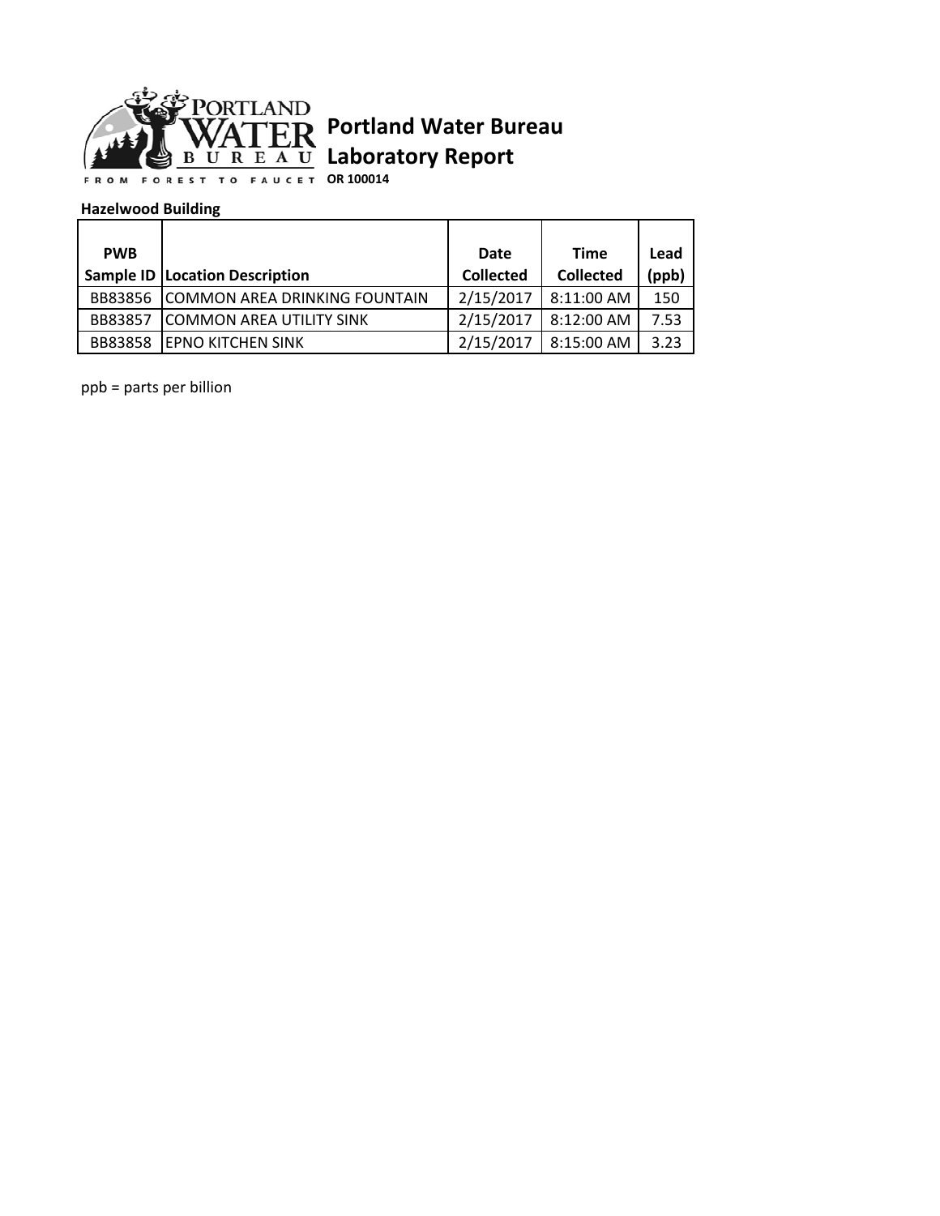# Portland Water Bureau

## Laboratory Report

**OR 100014**

**Hazelwood Building**

| PWB Sample ID | Location Description | Date Collected | Time Collected | Lead (ppb) |
|---|---|---|---|---|
| BB83856 | COMMON AREA DRINKING FOUNTAIN | 2/15/2017 | 8:11:00 AM | 150 |
| BB83857 | COMMON AREA UTILITY SINK | 2/15/2017 | 8:12:00 AM | 7.53 |
| BB83858 | EPNO KITCHEN SINK | 2/15/2017 | 8:15:00 AM | 3.23 |

ppb = parts per billion